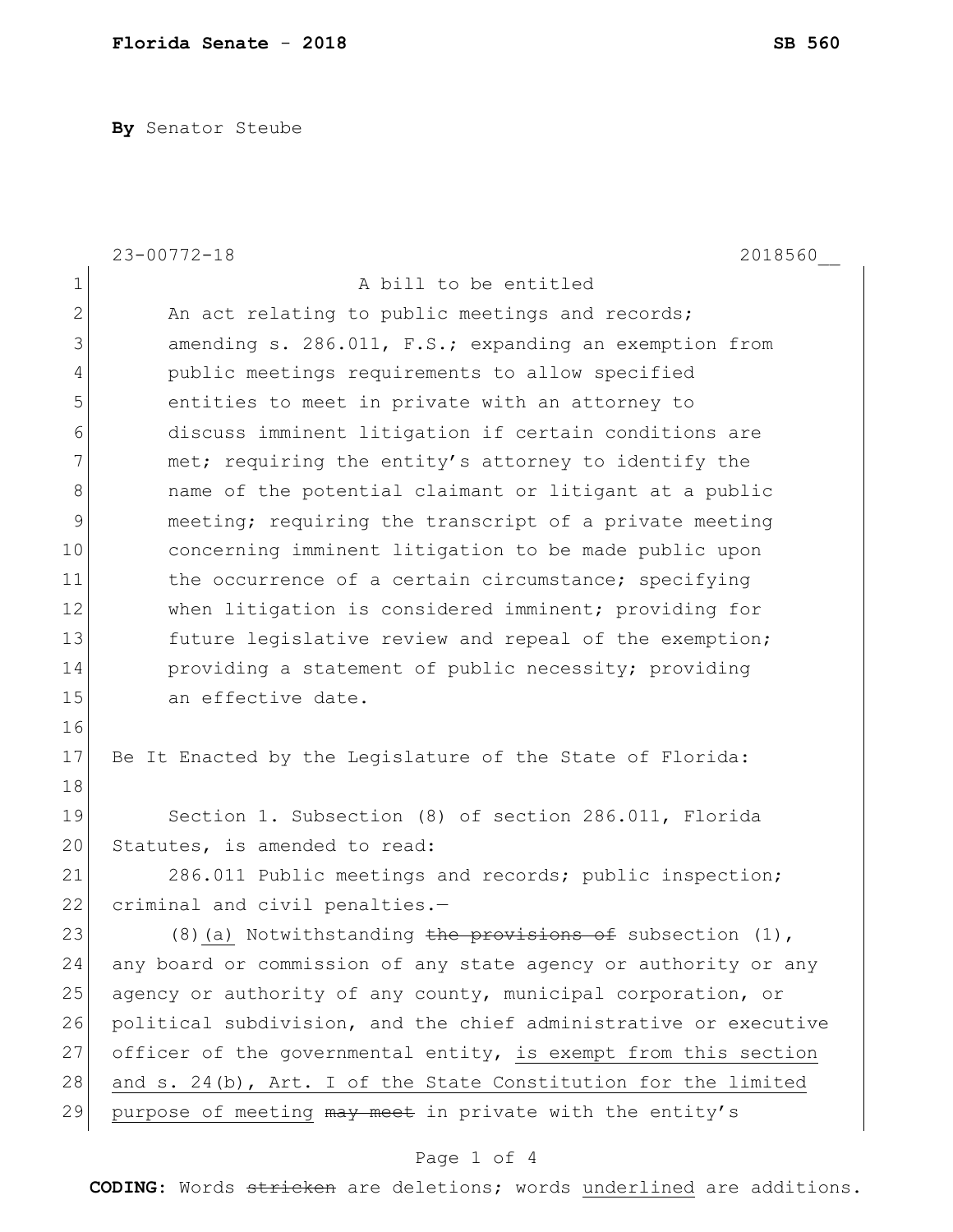**By** Senator Steube

23-00772-18 2018560__

A bill to be entitled

An act relating to public meetings and records; amending s. 286.011, F.S.; expanding an exemption from public meetings requirements to allow specified entities to meet in private with an attorney to discuss imminent litigation if certain conditions are met; requiring the entity's attorney to identify the name of the potential claimant or litigant at a public meeting; requiring the transcript of a private meeting concerning imminent litigation to be made public upon the occurrence of a certain circumstance; specifying when litigation is considered imminent; providing for future legislative review and repeal of the exemption; providing a statement of public necessity; providing an effective date.

Be It Enacted by the Legislature of the State of Florida:

Section 1. Subsection (8) of section 286.011, Florida Statutes, is amended to read:

286.011 Public meetings and records; public inspection; criminal and civil penalties.—

(8)<u>(a)</u> Notwithstanding ~~the provisions of~~ subsection (1), any board or commission of any state agency or authority or any agency or authority of any county, municipal corporation, or political subdivision, and the chief administrative or executive officer of the governmental entity, <u>is exempt from this section and s. 24(b), Art. I of the State Constitution for the limited purpose of meeting</u> ~~may meet~~ in private with the entity's

**CODING:** Words ~~stricken~~ are deletions; words <u>underlined</u> are additions.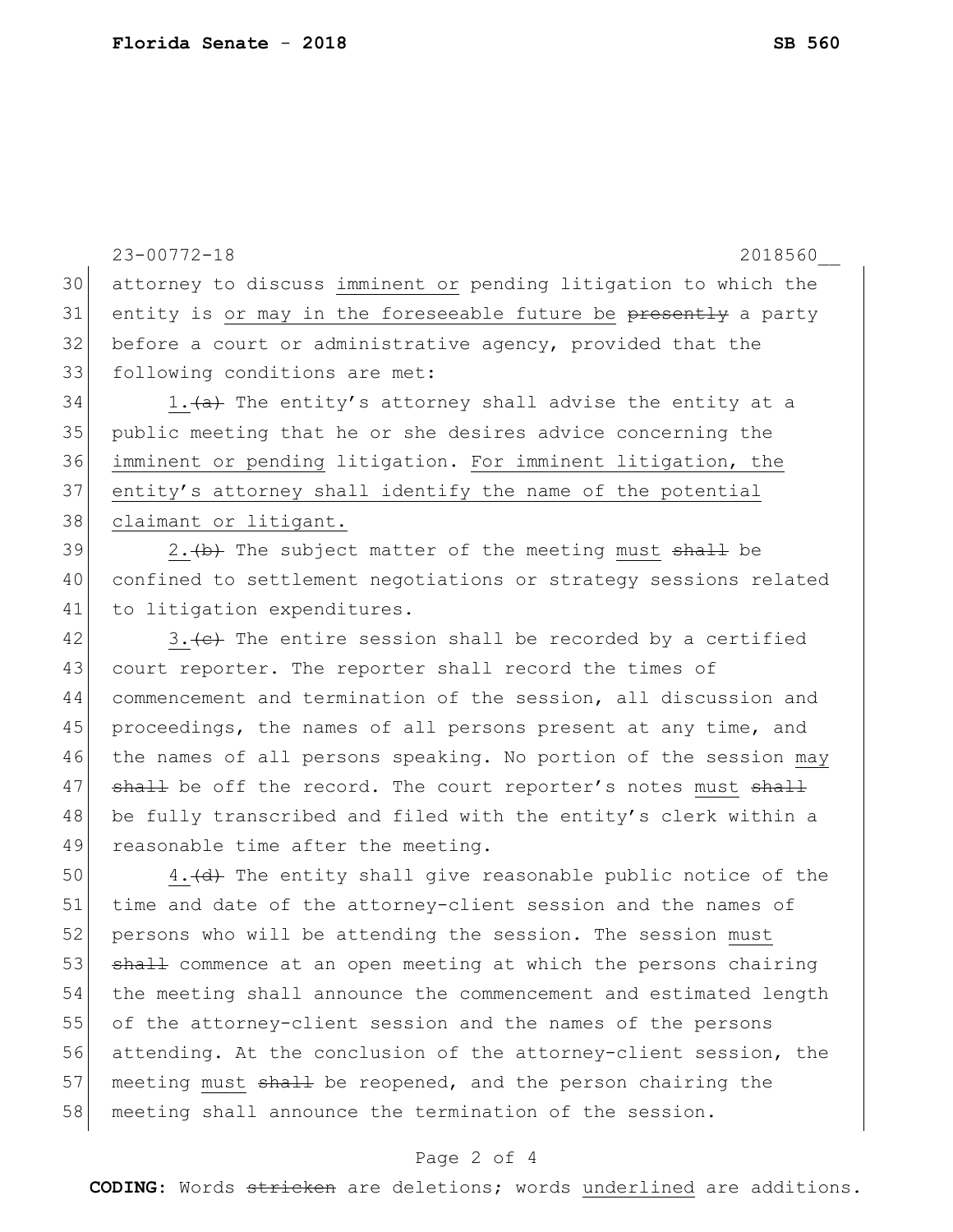attorney to discuss <u>imminent or</u> pending litigation to which the entity is <u>or may in the foreseeable future be</u> ~~presently~~ a party before a court or administrative agency, provided that the following conditions are met:

<u>1.</u>~~(a)~~ The entity's attorney shall advise the entity at a public meeting that he or she desires advice concerning the <u>imminent or pending</u> litigation. <u>For imminent litigation, the entity's attorney shall identify the name of the potential claimant or litigant.</u>

<u>2.</u>~~(b)~~ The subject matter of the meeting <u>must</u> ~~shall~~ be confined to settlement negotiations or strategy sessions related to litigation expenditures.

<u>3.</u>~~(c)~~ The entire session shall be recorded by a certified court reporter. The reporter shall record the times of commencement and termination of the session, all discussion and proceedings, the names of all persons present at any time, and the names of all persons speaking. No portion of the session <u>may</u> ~~shall~~ be off the record. The court reporter's notes <u>must</u> ~~shall~~ be fully transcribed and filed with the entity's clerk within a reasonable time after the meeting.

<u>4.</u>~~(d)~~ The entity shall give reasonable public notice of the time and date of the attorney-client session and the names of persons who will be attending the session. The session <u>must</u> ~~shall~~ commence at an open meeting at which the persons chairing the meeting shall announce the commencement and estimated length of the attorney-client session and the names of the persons attending. At the conclusion of the attorney-client session, the meeting <u>must</u> ~~shall~~ be reopened, and the person chairing the meeting shall announce the termination of the session.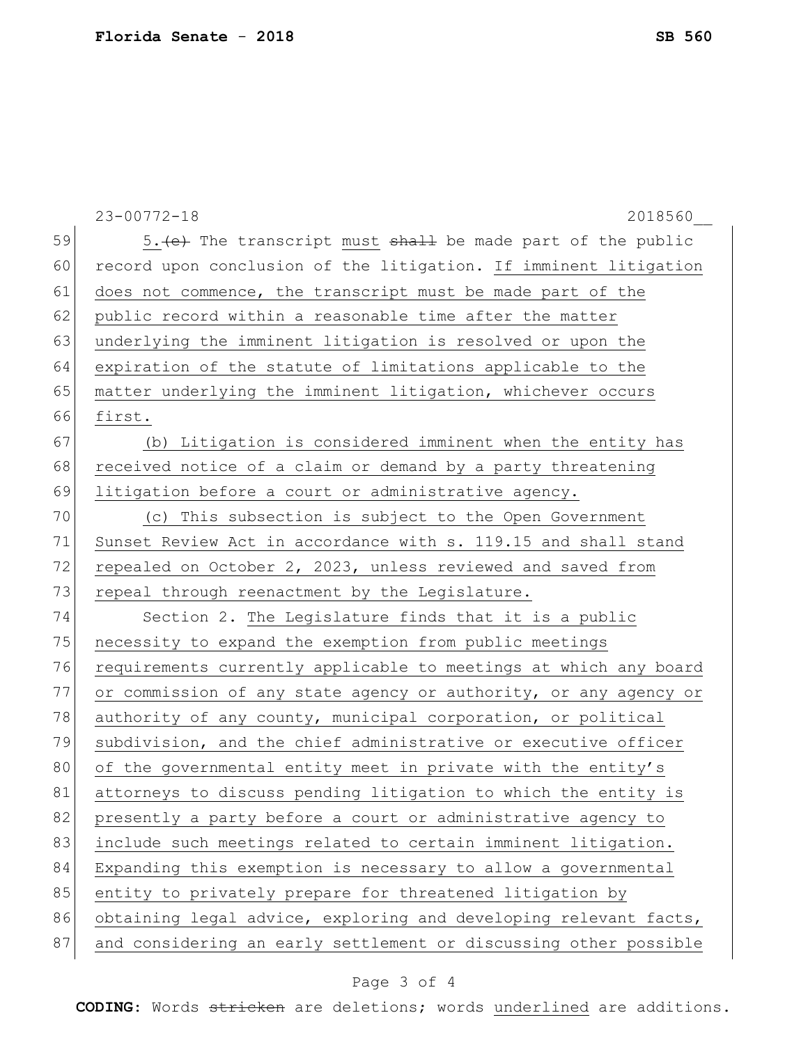5.~~(e)~~ The transcript <u>must</u> ~~shall~~ be made part of the public record upon conclusion of the litigation. <u>If imminent litigation does not commence, the transcript must be made part of the public record within a reasonable time after the matter underlying the imminent litigation is resolved or upon the expiration of the statute of limitations applicable to the matter underlying the imminent litigation, whichever occurs first.</u>

<u>(b) Litigation is considered imminent when the entity has received notice of a claim or demand by a party threatening litigation before a court or administrative agency.</u>

<u>(c) This subsection is subject to the Open Government Sunset Review Act in accordance with s. 119.15 and shall stand repealed on October 2, 2023, unless reviewed and saved from repeal through reenactment by the Legislature.</u>

Section 2. <u>The Legislature finds that it is a public necessity to expand the exemption from public meetings requirements currently applicable to meetings at which any board or commission of any state agency or authority, or any agency or authority of any county, municipal corporation, or political subdivision, and the chief administrative or executive officer of the governmental entity meet in private with the entity's attorneys to discuss pending litigation to which the entity is presently a party before a court or administrative agency to include such meetings related to certain imminent litigation. Expanding this exemption is necessary to allow a governmental entity to privately prepare for threatened litigation by obtaining legal advice, exploring and developing relevant facts, and considering an early settlement or discussing other possible</u>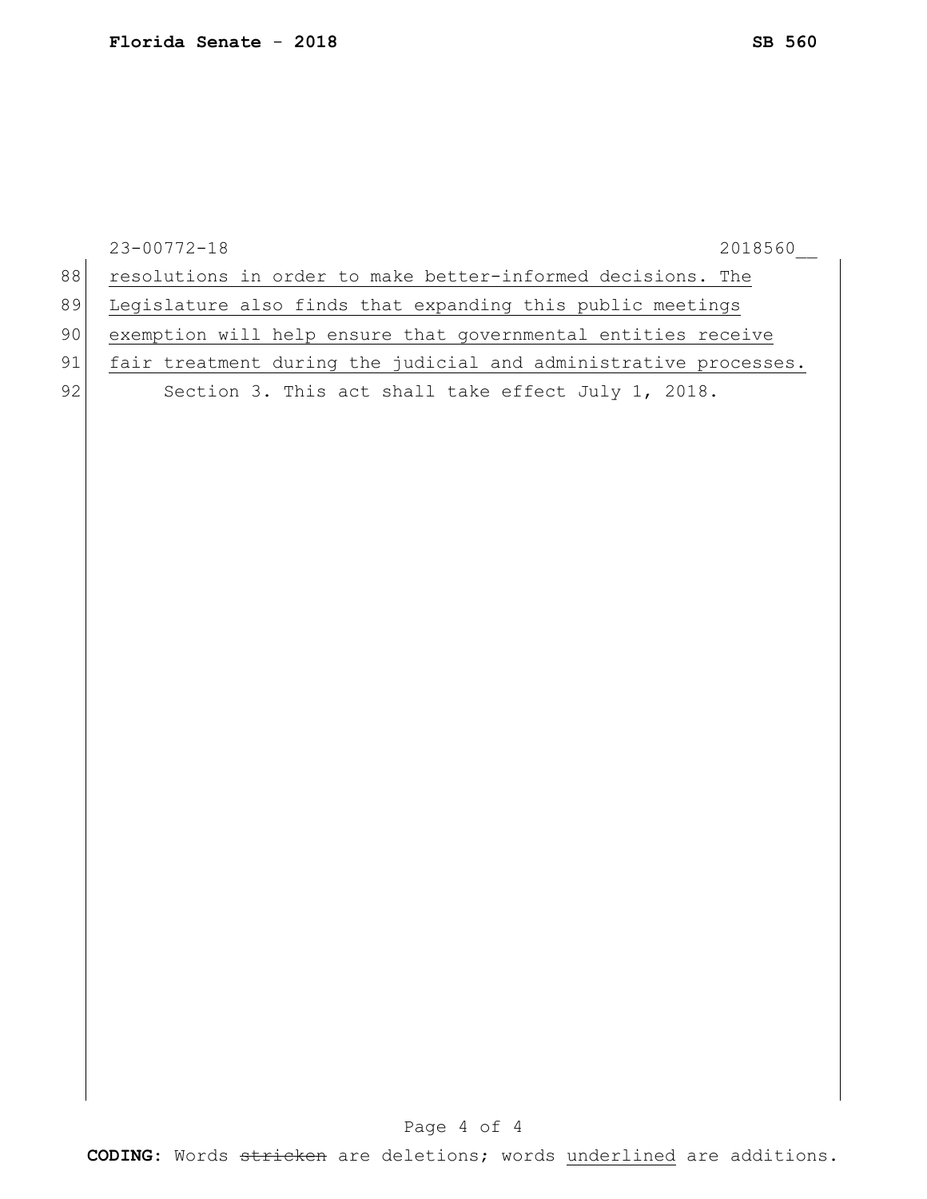88 <u>resolutions in order to make better-informed decisions. The</u>
89 <u>Legislature also finds that expanding this public meetings</u>
90 <u>exemption will help ensure that governmental entities receive</u>
91 <u>fair treatment during the judicial and administrative processes.</u>
92 Section 3. This act shall take effect July 1, 2018.